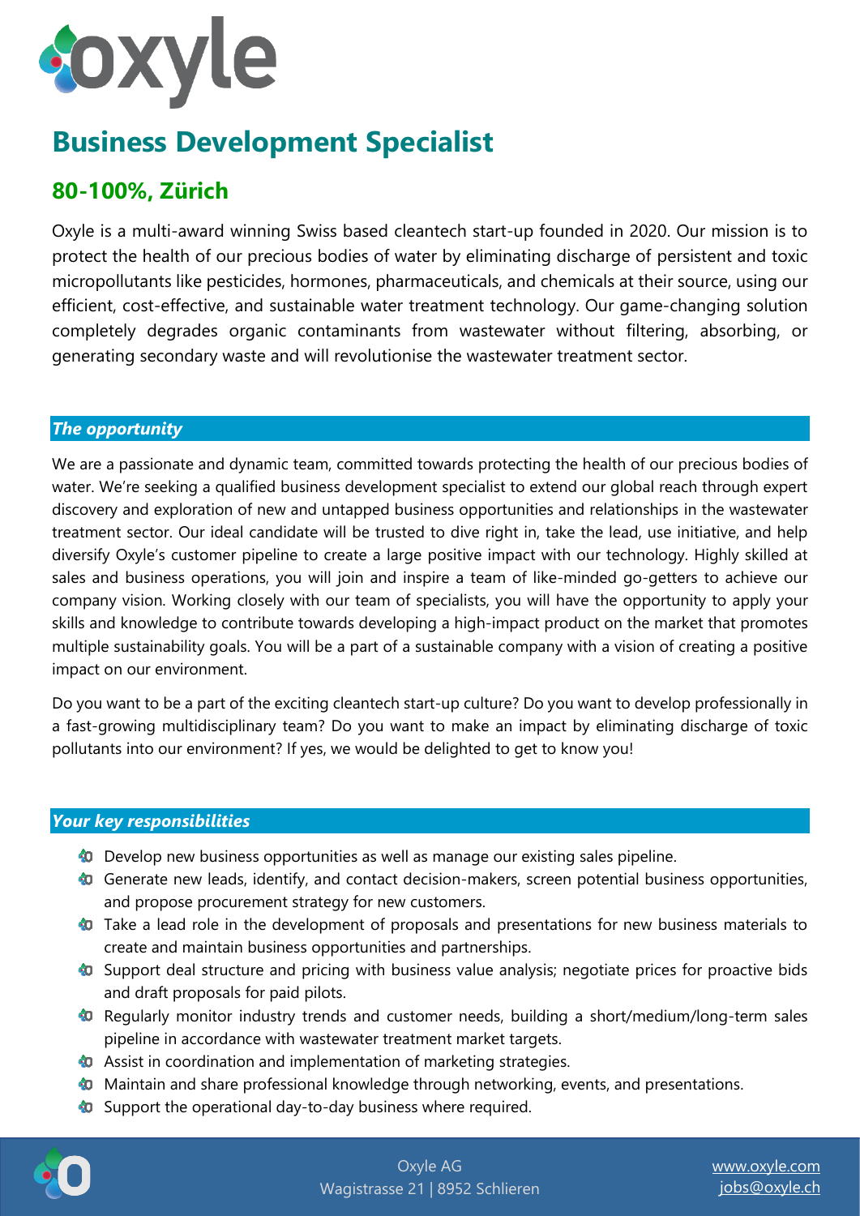# Business Development Specialist

## 80-100%, Zürich

Oxyle is a multi-award winning Swiss based cleantech start-up founded in 2020. Our mission is to protect the health of our precious bodies of water by eliminating discharge of persistent and toxic micropollutants like pesticides, hormones, pharmaceuticals, and chemicals at their source, using our efficient, cost-effective, and sustainable water treatment technology. Our game-changing solution completely degrades organic contaminants from wastewater without filtering, absorbing, or generating secondary waste and will revolutionise the wastewater treatment sector.

### *The opportunity*

We are a passionate and dynamic team, committed towards protecting the health of our precious bodies of water. We're seeking a qualified business development specialist to extend our global reach through expert discovery and exploration of new and untapped business opportunities and relationships in the wastewater treatment sector. Our ideal candidate will be trusted to dive right in, take the lead, use initiative, and help diversify Oxyle's customer pipeline to create a large positive impact with our technology. Highly skilled at sales and business operations, you will join and inspire a team of like-minded go-getters to achieve our company vision. Working closely with our team of specialists, you will have the opportunity to apply your skills and knowledge to contribute towards developing a high-impact product on the market that promotes multiple sustainability goals. You will be a part of a sustainable company with a vision of creating a positive impact on our environment.

Do you want to be a part of the exciting cleantech start-up culture? Do you want to develop professionally in a fast-growing multidisciplinary team? Do you want to make an impact by eliminating discharge of toxic pollutants into our environment? If yes, we would be delighted to get to know you!

### *Your key responsibilities*

- Develop new business opportunities as well as manage our existing sales pipeline.
- Generate new leads, identify, and contact decision-makers, screen potential business opportunities, and propose procurement strategy for new customers.
- Take a lead role in the development of proposals and presentations for new business materials to create and maintain business opportunities and partnerships.
- Support deal structure and pricing with business value analysis; negotiate prices for proactive bids and draft proposals for paid pilots.
- Regularly monitor industry trends and customer needs, building a short/medium/long-term sales pipeline in accordance with wastewater treatment market targets.
- Assist in coordination and implementation of marketing strategies.
- Maintain and share professional knowledge through networking, events, and presentations.
- Support the operational day-to-day business where required.

Oxyle AG
Wagistrasse 21 | 8952 Schlieren

www.oxyle.com
jobs@oxyle.ch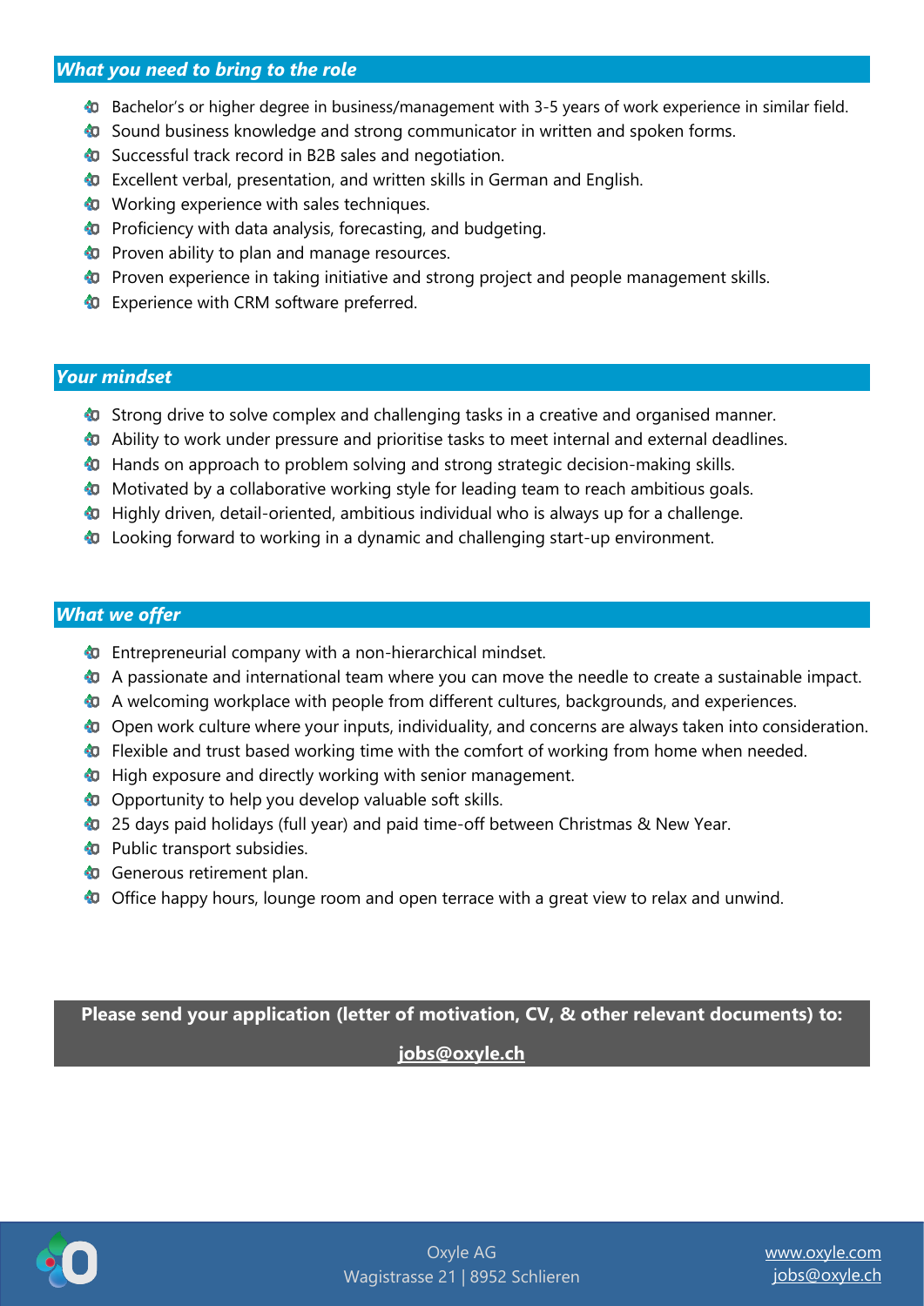## *What you need to bring to the role*

- Bachelor's or higher degree in business/management with 3-5 years of work experience in similar field.
- Sound business knowledge and strong communicator in written and spoken forms.
- Successful track record in B2B sales and negotiation.
- Excellent verbal, presentation, and written skills in German and English.
- Working experience with sales techniques.
- Proficiency with data analysis, forecasting, and budgeting.
- Proven ability to plan and manage resources.
- Proven experience in taking initiative and strong project and people management skills.
- Experience with CRM software preferred.

## *Your mindset*

- Strong drive to solve complex and challenging tasks in a creative and organised manner.
- Ability to work under pressure and prioritise tasks to meet internal and external deadlines.
- Hands on approach to problem solving and strong strategic decision-making skills.
- Motivated by a collaborative working style for leading team to reach ambitious goals.
- Highly driven, detail-oriented, ambitious individual who is always up for a challenge.
- Looking forward to working in a dynamic and challenging start-up environment.

## *What we offer*

- Entrepreneurial company with a non-hierarchical mindset.
- A passionate and international team where you can move the needle to create a sustainable impact.
- A welcoming workplace with people from different cultures, backgrounds, and experiences.
- Open work culture where your inputs, individuality, and concerns are always taken into consideration.
- Flexible and trust based working time with the comfort of working from home when needed.
- High exposure and directly working with senior management.
- Opportunity to help you develop valuable soft skills.
- 25 days paid holidays (full year) and paid time-off between Christmas & New Year.
- Public transport subsidies.
- Generous retirement plan.
- Office happy hours, lounge room and open terrace with a great view to relax and unwind.

**Please send your application (letter of motivation, CV, & other relevant documents) to:**

**jobs@oxyle.ch**

Oxyle AG
Wagistrasse 21 | 8952 Schlieren

www.oxyle.com
jobs@oxyle.ch